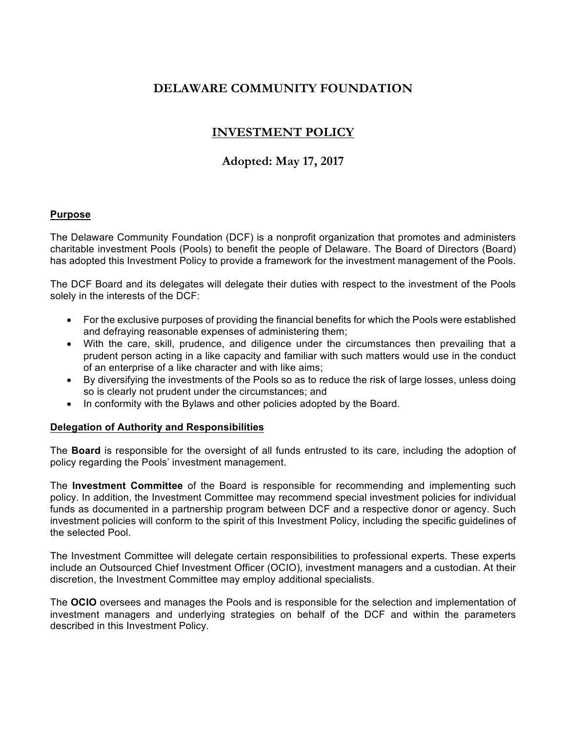# DELAWARE COMMUNITY FOUNDATION

## INVESTMENT POLICY

### Adopted: May 17, 2017

**Purpose**

The Delaware Community Foundation (DCF) is a nonprofit organization that promotes and administers charitable investment Pools (Pools) to benefit the people of Delaware. The Board of Directors (Board) has adopted this Investment Policy to provide a framework for the investment management of the Pools.

The DCF Board and its delegates will delegate their duties with respect to the investment of the Pools solely in the interests of the DCF:

- For the exclusive purposes of providing the financial benefits for which the Pools were established and defraying reasonable expenses of administering them;
- With the care, skill, prudence, and diligence under the circumstances then prevailing that a prudent person acting in a like capacity and familiar with such matters would use in the conduct of an enterprise of a like character and with like aims;
- By diversifying the investments of the Pools so as to reduce the risk of large losses, unless doing so is clearly not prudent under the circumstances; and
- In conformity with the Bylaws and other policies adopted by the Board.

**Delegation of Authority and Responsibilities**

The **Board** is responsible for the oversight of all funds entrusted to its care, including the adoption of policy regarding the Pools' investment management.

The **Investment Committee** of the Board is responsible for recommending and implementing such policy. In addition, the Investment Committee may recommend special investment policies for individual funds as documented in a partnership program between DCF and a respective donor or agency. Such investment policies will conform to the spirit of this Investment Policy, including the specific guidelines of the selected Pool.

The Investment Committee will delegate certain responsibilities to professional experts. These experts include an Outsourced Chief Investment Officer (OCIO), investment managers and a custodian. At their discretion, the Investment Committee may employ additional specialists.

The **OCIO** oversees and manages the Pools and is responsible for the selection and implementation of investment managers and underlying strategies on behalf of the DCF and within the parameters described in this Investment Policy.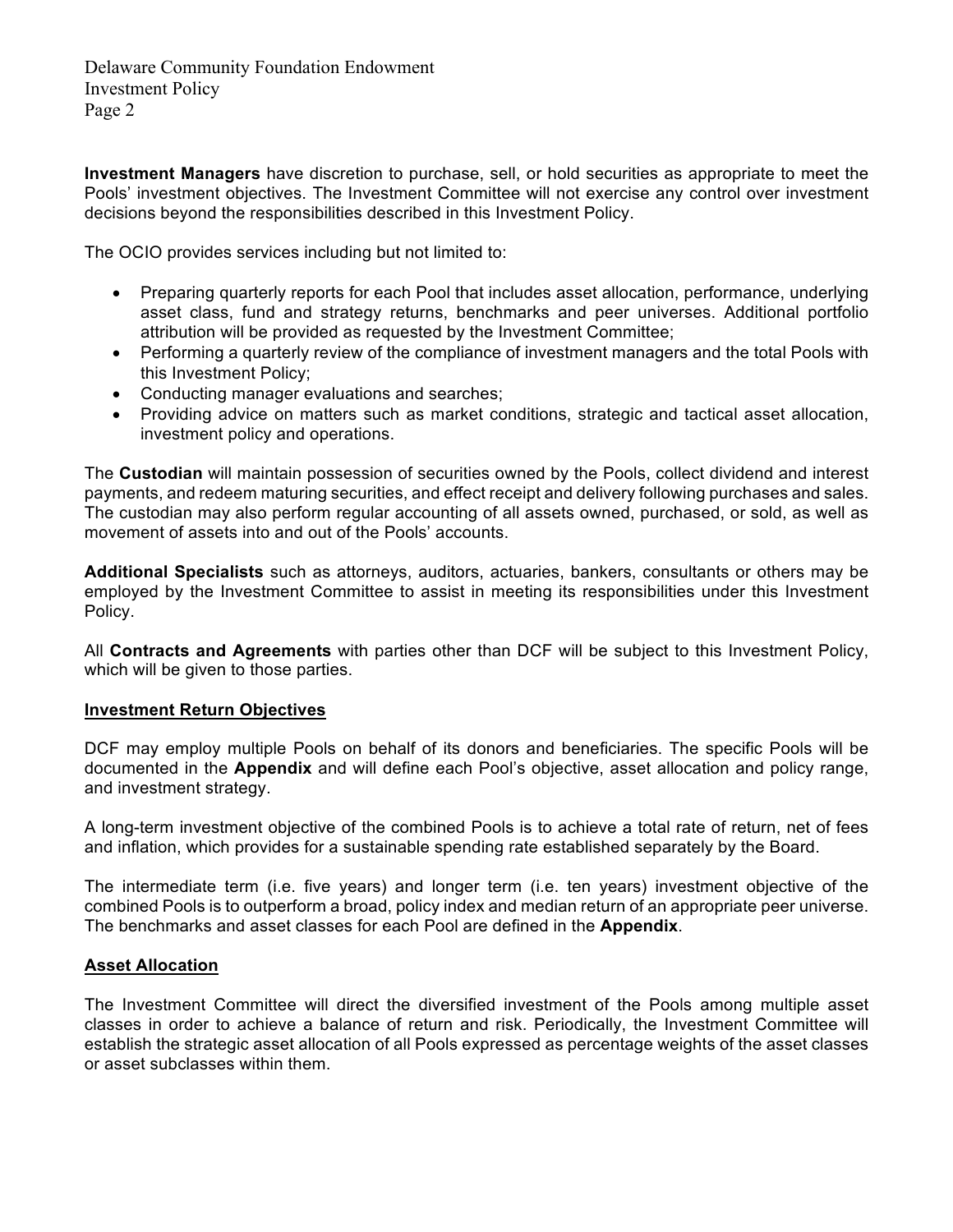**Investment Managers** have discretion to purchase, sell, or hold securities as appropriate to meet the Pools' investment objectives. The Investment Committee will not exercise any control over investment decisions beyond the responsibilities described in this Investment Policy.

The OCIO provides services including but not limited to:

- Preparing quarterly reports for each Pool that includes asset allocation, performance, underlying asset class, fund and strategy returns, benchmarks and peer universes. Additional portfolio attribution will be provided as requested by the Investment Committee;
- Performing a quarterly review of the compliance of investment managers and the total Pools with this Investment Policy;
- Conducting manager evaluations and searches;
- Providing advice on matters such as market conditions, strategic and tactical asset allocation, investment policy and operations.

The **Custodian** will maintain possession of securities owned by the Pools, collect dividend and interest payments, and redeem maturing securities, and effect receipt and delivery following purchases and sales. The custodian may also perform regular accounting of all assets owned, purchased, or sold, as well as movement of assets into and out of the Pools' accounts.

**Additional Specialists** such as attorneys, auditors, actuaries, bankers, consultants or others may be employed by the Investment Committee to assist in meeting its responsibilities under this Investment Policy.

All **Contracts and Agreements** with parties other than DCF will be subject to this Investment Policy, which will be given to those parties.

## Investment Return Objectives

DCF may employ multiple Pools on behalf of its donors and beneficiaries. The specific Pools will be documented in the **Appendix** and will define each Pool's objective, asset allocation and policy range, and investment strategy.

A long-term investment objective of the combined Pools is to achieve a total rate of return, net of fees and inflation, which provides for a sustainable spending rate established separately by the Board.

The intermediate term (i.e. five years) and longer term (i.e. ten years) investment objective of the combined Pools is to outperform a broad, policy index and median return of an appropriate peer universe. The benchmarks and asset classes for each Pool are defined in the **Appendix**.

## Asset Allocation

The Investment Committee will direct the diversified investment of the Pools among multiple asset classes in order to achieve a balance of return and risk. Periodically, the Investment Committee will establish the strategic asset allocation of all Pools expressed as percentage weights of the asset classes or asset subclasses within them.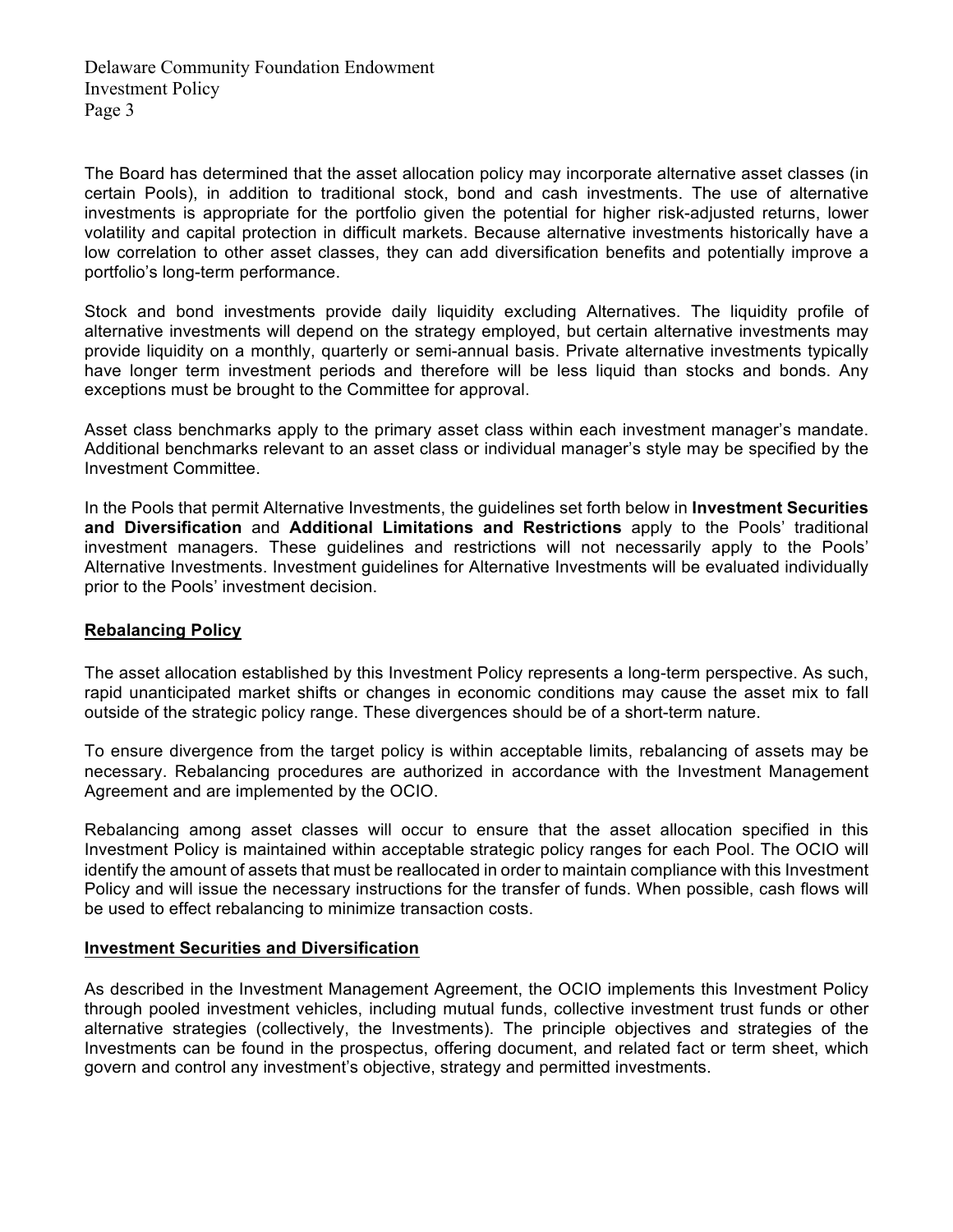The Board has determined that the asset allocation policy may incorporate alternative asset classes (in certain Pools), in addition to traditional stock, bond and cash investments. The use of alternative investments is appropriate for the portfolio given the potential for higher risk-adjusted returns, lower volatility and capital protection in difficult markets. Because alternative investments historically have a low correlation to other asset classes, they can add diversification benefits and potentially improve a portfolio's long-term performance.

Stock and bond investments provide daily liquidity excluding Alternatives. The liquidity profile of alternative investments will depend on the strategy employed, but certain alternative investments may provide liquidity on a monthly, quarterly or semi-annual basis. Private alternative investments typically have longer term investment periods and therefore will be less liquid than stocks and bonds. Any exceptions must be brought to the Committee for approval.

Asset class benchmarks apply to the primary asset class within each investment manager's mandate. Additional benchmarks relevant to an asset class or individual manager's style may be specified by the Investment Committee.

In the Pools that permit Alternative Investments, the guidelines set forth below in **Investment Securities and Diversification** and **Additional Limitations and Restrictions** apply to the Pools' traditional investment managers. These guidelines and restrictions will not necessarily apply to the Pools' Alternative Investments. Investment guidelines for Alternative Investments will be evaluated individually prior to the Pools' investment decision.

## Rebalancing Policy

The asset allocation established by this Investment Policy represents a long-term perspective. As such, rapid unanticipated market shifts or changes in economic conditions may cause the asset mix to fall outside of the strategic policy range. These divergences should be of a short-term nature.

To ensure divergence from the target policy is within acceptable limits, rebalancing of assets may be necessary. Rebalancing procedures are authorized in accordance with the Investment Management Agreement and are implemented by the OCIO.

Rebalancing among asset classes will occur to ensure that the asset allocation specified in this Investment Policy is maintained within acceptable strategic policy ranges for each Pool. The OCIO will identify the amount of assets that must be reallocated in order to maintain compliance with this Investment Policy and will issue the necessary instructions for the transfer of funds. When possible, cash flows will be used to effect rebalancing to minimize transaction costs.

## Investment Securities and Diversification

As described in the Investment Management Agreement, the OCIO implements this Investment Policy through pooled investment vehicles, including mutual funds, collective investment trust funds or other alternative strategies (collectively, the Investments). The principle objectives and strategies of the Investments can be found in the prospectus, offering document, and related fact or term sheet, which govern and control any investment's objective, strategy and permitted investments.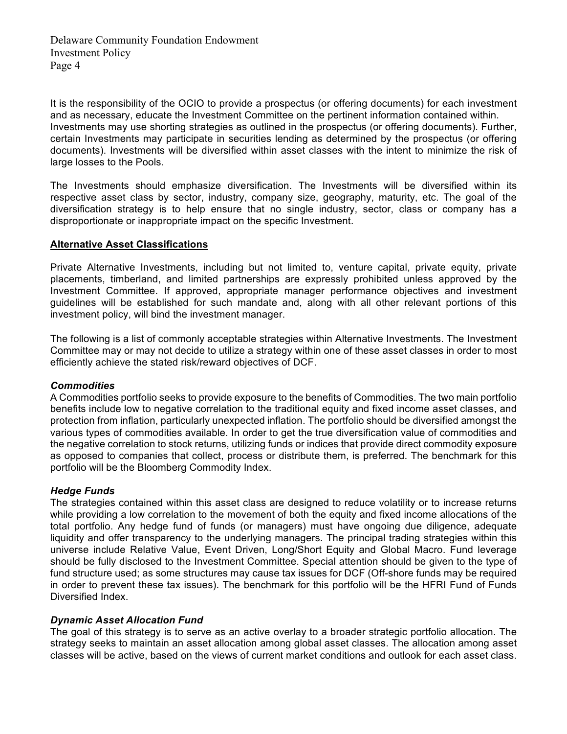It is the responsibility of the OCIO to provide a prospectus (or offering documents) for each investment and as necessary, educate the Investment Committee on the pertinent information contained within. Investments may use shorting strategies as outlined in the prospectus (or offering documents). Further, certain Investments may participate in securities lending as determined by the prospectus (or offering documents). Investments will be diversified within asset classes with the intent to minimize the risk of large losses to the Pools.

The Investments should emphasize diversification. The Investments will be diversified within its respective asset class by sector, industry, company size, geography, maturity, etc. The goal of the diversification strategy is to help ensure that no single industry, sector, class or company has a disproportionate or inappropriate impact on the specific Investment.

## Alternative Asset Classifications

Private Alternative Investments, including but not limited to, venture capital, private equity, private placements, timberland, and limited partnerships are expressly prohibited unless approved by the Investment Committee. If approved, appropriate manager performance objectives and investment guidelines will be established for such mandate and, along with all other relevant portions of this investment policy, will bind the investment manager.

The following is a list of commonly acceptable strategies within Alternative Investments. The Investment Committee may or may not decide to utilize a strategy within one of these asset classes in order to most efficiently achieve the stated risk/reward objectives of DCF.

### *Commodities*

A Commodities portfolio seeks to provide exposure to the benefits of Commodities. The two main portfolio benefits include low to negative correlation to the traditional equity and fixed income asset classes, and protection from inflation, particularly unexpected inflation. The portfolio should be diversified amongst the various types of commodities available. In order to get the true diversification value of commodities and the negative correlation to stock returns, utilizing funds or indices that provide direct commodity exposure as opposed to companies that collect, process or distribute them, is preferred. The benchmark for this portfolio will be the Bloomberg Commodity Index.

### *Hedge Funds*

The strategies contained within this asset class are designed to reduce volatility or to increase returns while providing a low correlation to the movement of both the equity and fixed income allocations of the total portfolio. Any hedge fund of funds (or managers) must have ongoing due diligence, adequate liquidity and offer transparency to the underlying managers. The principal trading strategies within this universe include Relative Value, Event Driven, Long/Short Equity and Global Macro. Fund leverage should be fully disclosed to the Investment Committee. Special attention should be given to the type of fund structure used; as some structures may cause tax issues for DCF (Off-shore funds may be required in order to prevent these tax issues). The benchmark for this portfolio will be the HFRI Fund of Funds Diversified Index.

### *Dynamic Asset Allocation Fund*

The goal of this strategy is to serve as an active overlay to a broader strategic portfolio allocation. The strategy seeks to maintain an asset allocation among global asset classes. The allocation among asset classes will be active, based on the views of current market conditions and outlook for each asset class.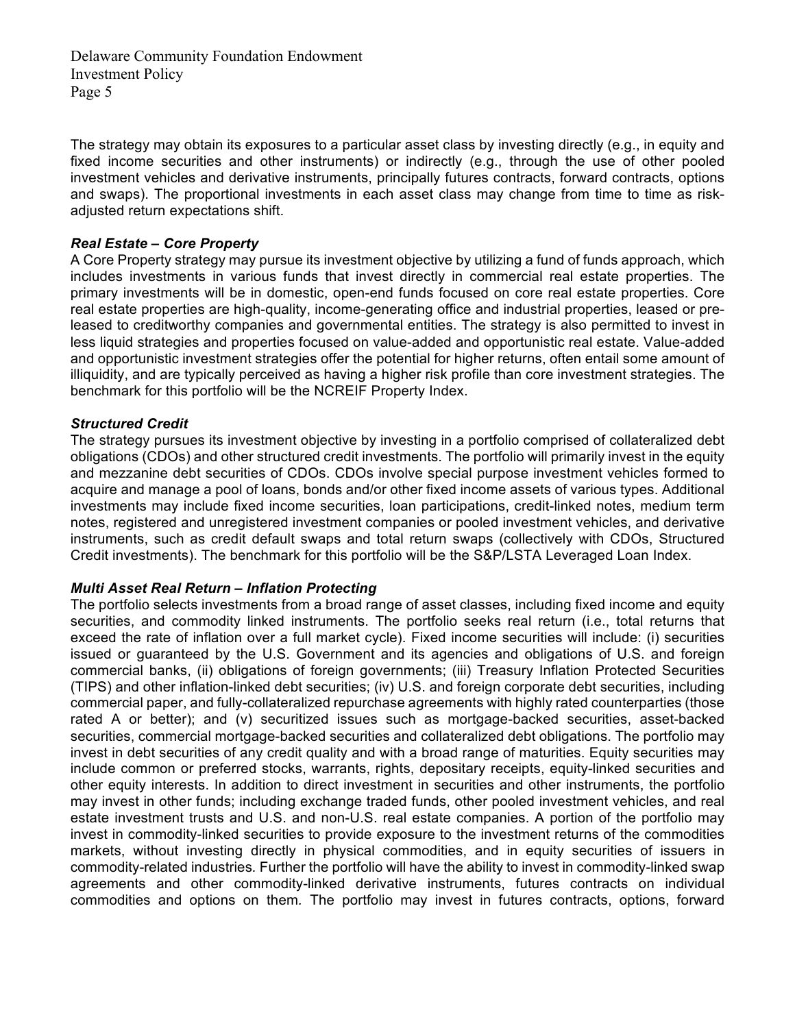The strategy may obtain its exposures to a particular asset class by investing directly (e.g., in equity and fixed income securities and other instruments) or indirectly (e.g., through the use of other pooled investment vehicles and derivative instruments, principally futures contracts, forward contracts, options and swaps). The proportional investments in each asset class may change from time to time as risk-adjusted return expectations shift.

***Real Estate – Core Property***

A Core Property strategy may pursue its investment objective by utilizing a fund of funds approach, which includes investments in various funds that invest directly in commercial real estate properties. The primary investments will be in domestic, open-end funds focused on core real estate properties. Core real estate properties are high-quality, income-generating office and industrial properties, leased or pre-leased to creditworthy companies and governmental entities. The strategy is also permitted to invest in less liquid strategies and properties focused on value-added and opportunistic real estate. Value-added and opportunistic investment strategies offer the potential for higher returns, often entail some amount of illiquidity, and are typically perceived as having a higher risk profile than core investment strategies. The benchmark for this portfolio will be the NCREIF Property Index.

***Structured Credit***

The strategy pursues its investment objective by investing in a portfolio comprised of collateralized debt obligations (CDOs) and other structured credit investments. The portfolio will primarily invest in the equity and mezzanine debt securities of CDOs. CDOs involve special purpose investment vehicles formed to acquire and manage a pool of loans, bonds and/or other fixed income assets of various types. Additional investments may include fixed income securities, loan participations, credit-linked notes, medium term notes, registered and unregistered investment companies or pooled investment vehicles, and derivative instruments, such as credit default swaps and total return swaps (collectively with CDOs, Structured Credit investments). The benchmark for this portfolio will be the S&P/LSTA Leveraged Loan Index.

***Multi Asset Real Return – Inflation Protecting***

The portfolio selects investments from a broad range of asset classes, including fixed income and equity securities, and commodity linked instruments. The portfolio seeks real return (i.e., total returns that exceed the rate of inflation over a full market cycle). Fixed income securities will include: (i) securities issued or guaranteed by the U.S. Government and its agencies and obligations of U.S. and foreign commercial banks, (ii) obligations of foreign governments; (iii) Treasury Inflation Protected Securities (TIPS) and other inflation-linked debt securities; (iv) U.S. and foreign corporate debt securities, including commercial paper, and fully-collateralized repurchase agreements with highly rated counterparties (those rated A or better); and (v) securitized issues such as mortgage-backed securities, asset-backed securities, commercial mortgage-backed securities and collateralized debt obligations. The portfolio may invest in debt securities of any credit quality and with a broad range of maturities. Equity securities may include common or preferred stocks, warrants, rights, depositary receipts, equity-linked securities and other equity interests. In addition to direct investment in securities and other instruments, the portfolio may invest in other funds; including exchange traded funds, other pooled investment vehicles, and real estate investment trusts and U.S. and non-U.S. real estate companies. A portion of the portfolio may invest in commodity-linked securities to provide exposure to the investment returns of the commodities markets, without investing directly in physical commodities, and in equity securities of issuers in commodity-related industries. Further the portfolio will have the ability to invest in commodity-linked swap agreements and other commodity-linked derivative instruments, futures contracts on individual commodities and options on them. The portfolio may invest in futures contracts, options, forward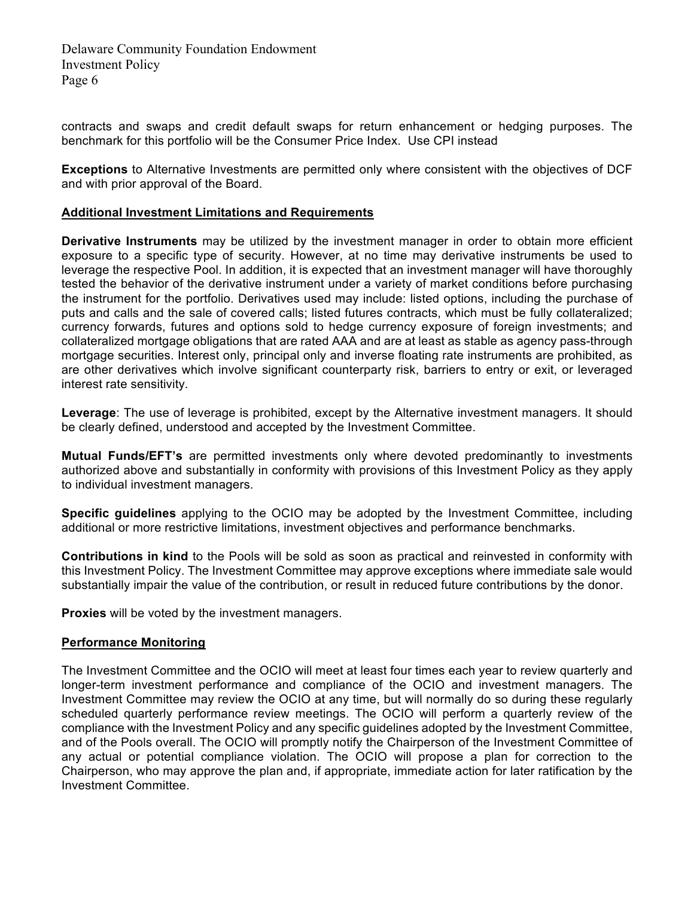contracts and swaps and credit default swaps for return enhancement or hedging purposes. The benchmark for this portfolio will be the Consumer Price Index. Use CPI instead

**Exceptions** to Alternative Investments are permitted only where consistent with the objectives of DCF and with prior approval of the Board.

**Additional Investment Limitations and Requirements**

**Derivative Instruments** may be utilized by the investment manager in order to obtain more efficient exposure to a specific type of security. However, at no time may derivative instruments be used to leverage the respective Pool. In addition, it is expected that an investment manager will have thoroughly tested the behavior of the derivative instrument under a variety of market conditions before purchasing the instrument for the portfolio. Derivatives used may include: listed options, including the purchase of puts and calls and the sale of covered calls; listed futures contracts, which must be fully collateralized; currency forwards, futures and options sold to hedge currency exposure of foreign investments; and collateralized mortgage obligations that are rated AAA and are at least as stable as agency pass-through mortgage securities. Interest only, principal only and inverse floating rate instruments are prohibited, as are other derivatives which involve significant counterparty risk, barriers to entry or exit, or leveraged interest rate sensitivity.

**Leverage**: The use of leverage is prohibited, except by the Alternative investment managers. It should be clearly defined, understood and accepted by the Investment Committee.

**Mutual Funds/EFT's** are permitted investments only where devoted predominantly to investments authorized above and substantially in conformity with provisions of this Investment Policy as they apply to individual investment managers.

**Specific guidelines** applying to the OCIO may be adopted by the Investment Committee, including additional or more restrictive limitations, investment objectives and performance benchmarks.

**Contributions in kind** to the Pools will be sold as soon as practical and reinvested in conformity with this Investment Policy. The Investment Committee may approve exceptions where immediate sale would substantially impair the value of the contribution, or result in reduced future contributions by the donor.

**Proxies** will be voted by the investment managers.

**Performance Monitoring**

The Investment Committee and the OCIO will meet at least four times each year to review quarterly and longer-term investment performance and compliance of the OCIO and investment managers. The Investment Committee may review the OCIO at any time, but will normally do so during these regularly scheduled quarterly performance review meetings. The OCIO will perform a quarterly review of the compliance with the Investment Policy and any specific guidelines adopted by the Investment Committee, and of the Pools overall. The OCIO will promptly notify the Chairperson of the Investment Committee of any actual or potential compliance violation. The OCIO will propose a plan for correction to the Chairperson, who may approve the plan and, if appropriate, immediate action for later ratification by the Investment Committee.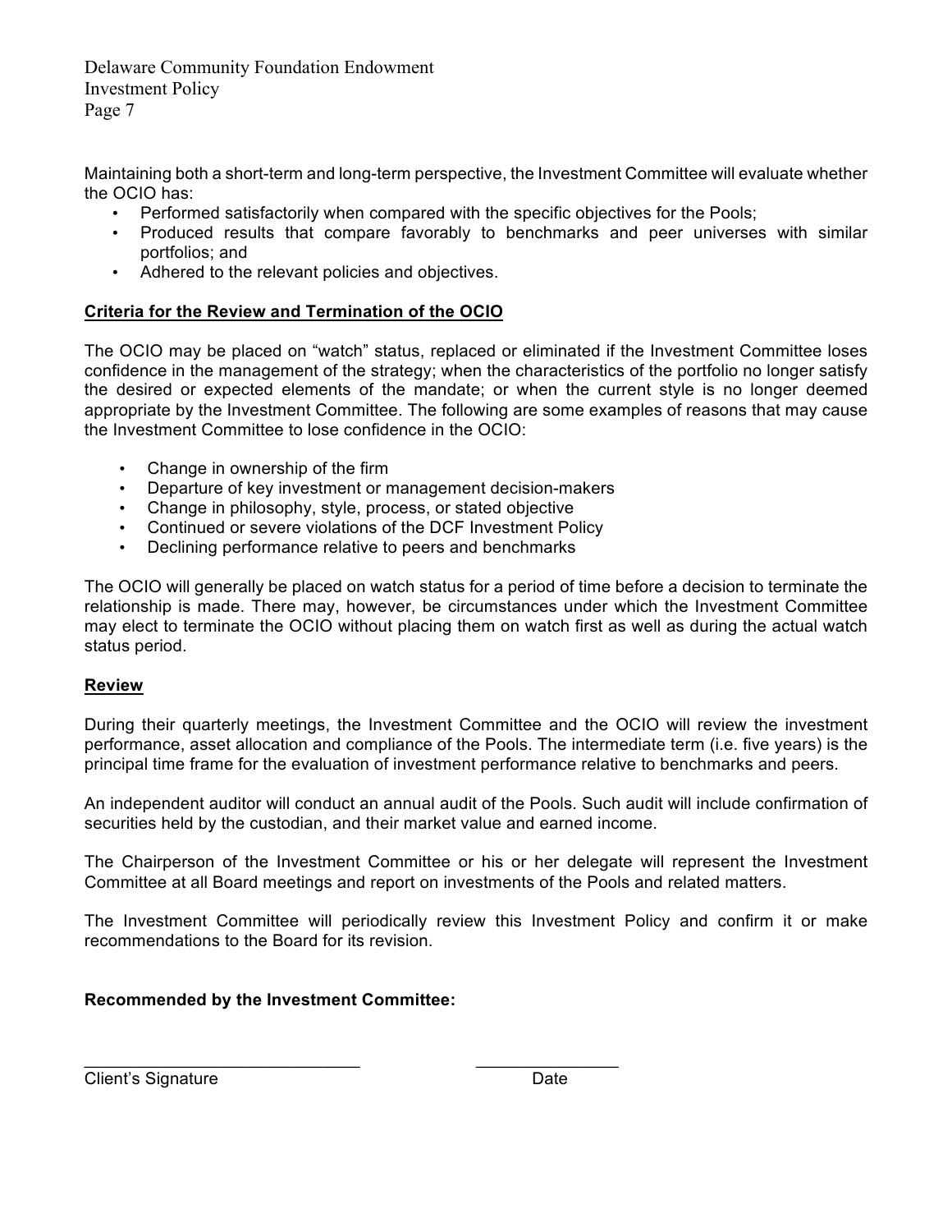Maintaining both a short-term and long-term perspective, the Investment Committee will evaluate whether the OCIO has:

- Performed satisfactorily when compared with the specific objectives for the Pools;
- Produced results that compare favorably to benchmarks and peer universes with similar portfolios; and
- Adhered to the relevant policies and objectives.

**Criteria for the Review and Termination of the OCIO**

The OCIO may be placed on "watch" status, replaced or eliminated if the Investment Committee loses confidence in the management of the strategy; when the characteristics of the portfolio no longer satisfy the desired or expected elements of the mandate; or when the current style is no longer deemed appropriate by the Investment Committee. The following are some examples of reasons that may cause the Investment Committee to lose confidence in the OCIO:

- Change in ownership of the firm
- Departure of key investment or management decision-makers
- Change in philosophy, style, process, or stated objective
- Continued or severe violations of the DCF Investment Policy
- Declining performance relative to peers and benchmarks

The OCIO will generally be placed on watch status for a period of time before a decision to terminate the relationship is made. There may, however, be circumstances under which the Investment Committee may elect to terminate the OCIO without placing them on watch first as well as during the actual watch status period.

**Review**

During their quarterly meetings, the Investment Committee and the OCIO will review the investment performance, asset allocation and compliance of the Pools. The intermediate term (i.e. five years) is the principal time frame for the evaluation of investment performance relative to benchmarks and peers.

An independent auditor will conduct an annual audit of the Pools. Such audit will include confirmation of securities held by the custodian, and their market value and earned income.

The Chairperson of the Investment Committee or his or her delegate will represent the Investment Committee at all Board meetings and report on investments of the Pools and related matters.

The Investment Committee will periodically review this Investment Policy and confirm it or make recommendations to the Board for its revision.

**Recommended by the Investment Committee:**

\_\_\_\_\_\_\_\_\_\_\_\_\_\_\_\_\_\_\_\_\_\_\_\_\_\_\_\_\_\_ \_\_\_\_\_\_\_\_\_\_\_\_\_\_\_\_

Client's Signature Date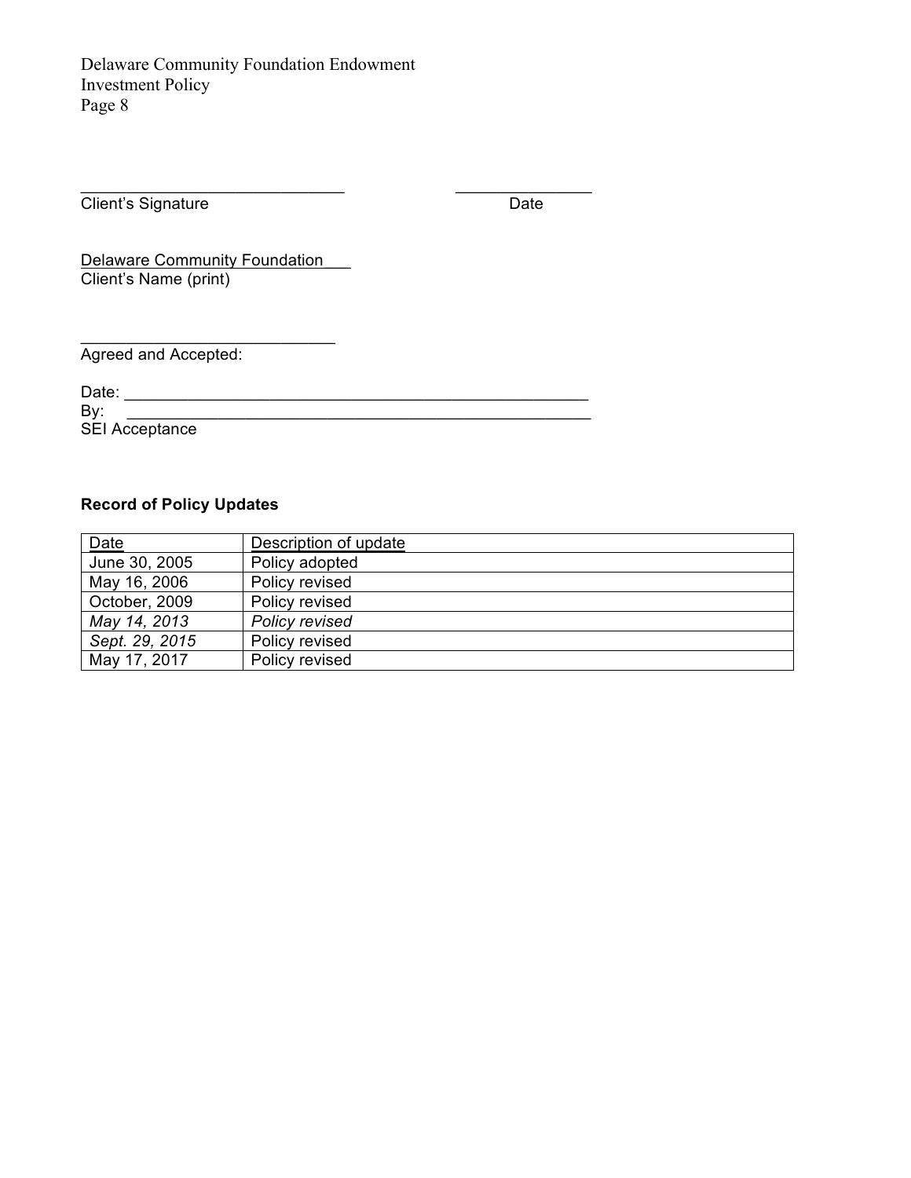______________________________ ______________
Client's Signature Date

Delaware Community Foundation
Client's Name (print)

______________________________
Agreed and Accepted:

Date: ____________________________________________________
By: ____________________________________________________
SEI Acceptance

**Record of Policy Updates**

| Date | Description of update |
|---|---|
| June 30, 2005 | Policy adopted |
| May 16, 2006 | Policy revised |
| October, 2009 | Policy revised |
| *May 14, 2013* | *Policy revised* |
| *Sept. 29, 2015* | Policy revised |
| May 17, 2017 | Policy revised |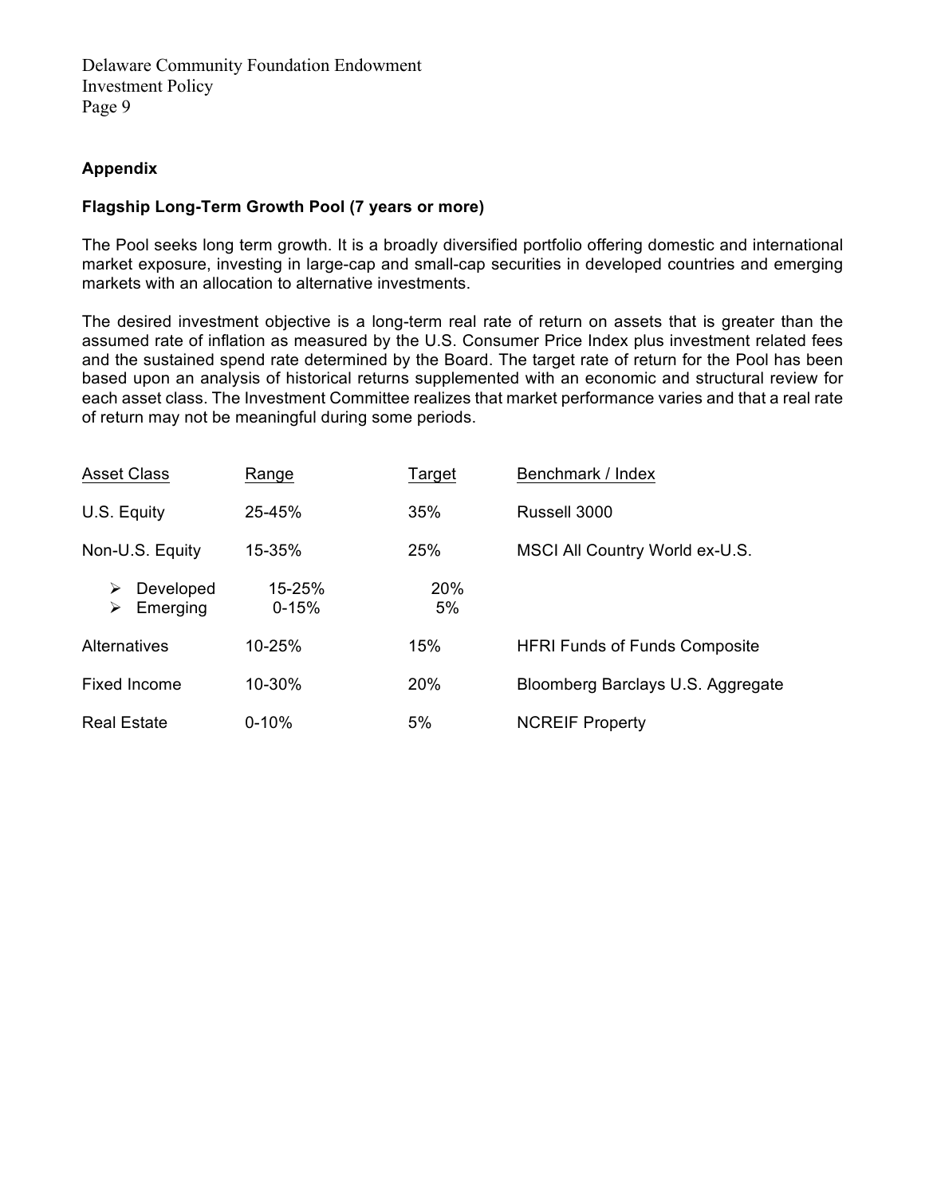## Appendix

### Flagship Long-Term Growth Pool (7 years or more)

The Pool seeks long term growth. It is a broadly diversified portfolio offering domestic and international market exposure, investing in large-cap and small-cap securities in developed countries and emerging markets with an allocation to alternative investments.

The desired investment objective is a long-term real rate of return on assets that is greater than the assumed rate of inflation as measured by the U.S. Consumer Price Index plus investment related fees and the sustained spend rate determined by the Board. The target rate of return for the Pool has been based upon an analysis of historical returns supplemented with an economic and structural review for each asset class. The Investment Committee realizes that market performance varies and that a real rate of return may not be meaningful during some periods.

| Asset Class | Range | Target | Benchmark / Index |
|---|---|---|---|
| U.S. Equity | 25-45% | 35% | Russell 3000 |
| Non-U.S. Equity | 15-35% | 25% | MSCI All Country World ex-U.S. |
| ➢ Developed | 15-25% | 20% | |
| ➢ Emerging | 0-15% | 5% | |
| Alternatives | 10-25% | 15% | HFRI Funds of Funds Composite |
| Fixed Income | 10-30% | 20% | Bloomberg Barclays U.S. Aggregate |
| Real Estate | 0-10% | 5% | NCREIF Property |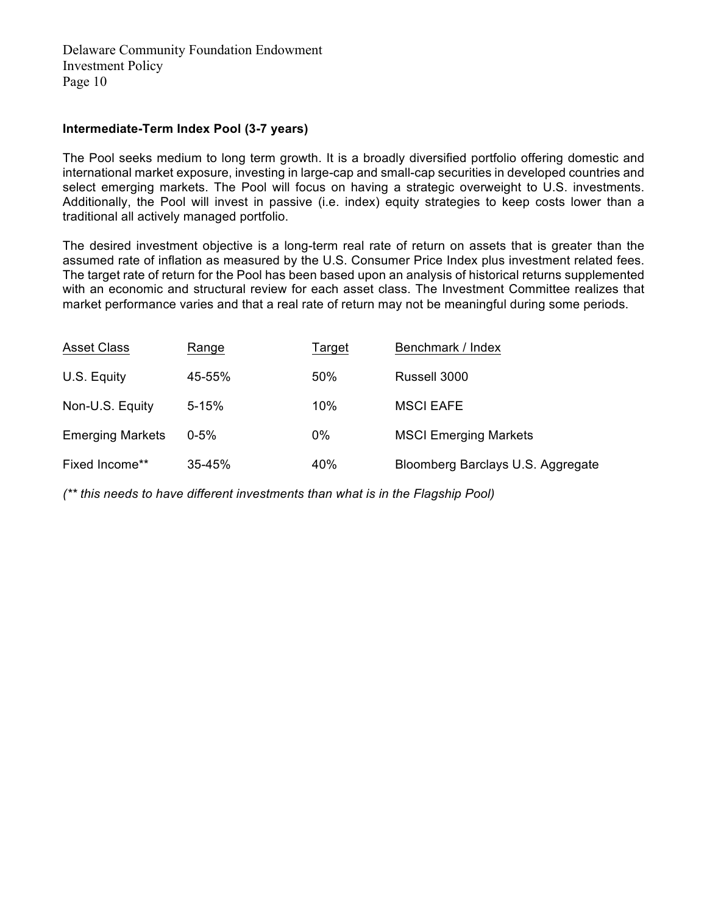### Intermediate-Term Index Pool (3-7 years)

The Pool seeks medium to long term growth. It is a broadly diversified portfolio offering domestic and international market exposure, investing in large-cap and small-cap securities in developed countries and select emerging markets. The Pool will focus on having a strategic overweight to U.S. investments. Additionally, the Pool will invest in passive (i.e. index) equity strategies to keep costs lower than a traditional all actively managed portfolio.

The desired investment objective is a long-term real rate of return on assets that is greater than the assumed rate of inflation as measured by the U.S. Consumer Price Index plus investment related fees. The target rate of return for the Pool has been based upon an analysis of historical returns supplemented with an economic and structural review for each asset class. The Investment Committee realizes that market performance varies and that a real rate of return may not be meaningful during some periods.

| Asset Class | Range | Target | Benchmark / Index |
|---|---|---|---|
| U.S. Equity | 45-55% | 50% | Russell 3000 |
| Non-U.S. Equity | 5-15% | 10% | MSCI EAFE |
| Emerging Markets | 0-5% | 0% | MSCI Emerging Markets |
| Fixed Income** | 35-45% | 40% | Bloomberg Barclays U.S. Aggregate |

*(** this needs to have different investments than what is in the Flagship Pool)*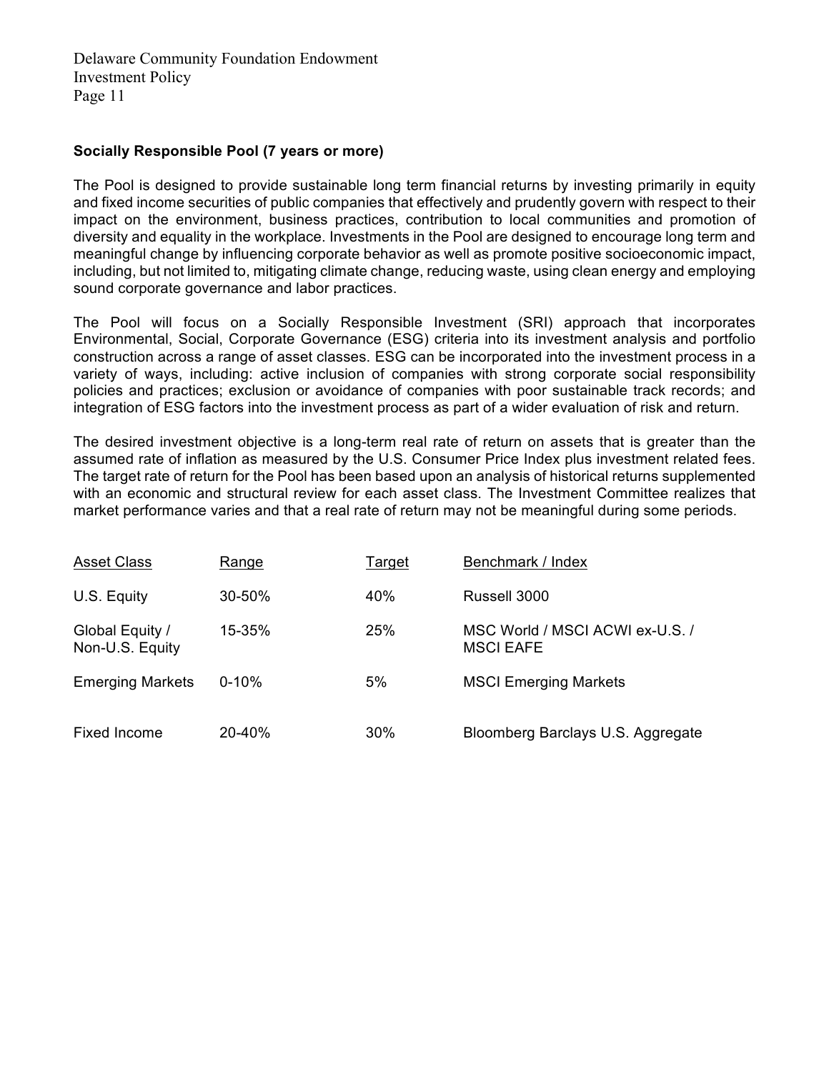### Socially Responsible Pool (7 years or more)

The Pool is designed to provide sustainable long term financial returns by investing primarily in equity and fixed income securities of public companies that effectively and prudently govern with respect to their impact on the environment, business practices, contribution to local communities and promotion of diversity and equality in the workplace. Investments in the Pool are designed to encourage long term and meaningful change by influencing corporate behavior as well as promote positive socioeconomic impact, including, but not limited to, mitigating climate change, reducing waste, using clean energy and employing sound corporate governance and labor practices.

The Pool will focus on a Socially Responsible Investment (SRI) approach that incorporates Environmental, Social, Corporate Governance (ESG) criteria into its investment analysis and portfolio construction across a range of asset classes. ESG can be incorporated into the investment process in a variety of ways, including: active inclusion of companies with strong corporate social responsibility policies and practices; exclusion or avoidance of companies with poor sustainable track records; and integration of ESG factors into the investment process as part of a wider evaluation of risk and return.

The desired investment objective is a long-term real rate of return on assets that is greater than the assumed rate of inflation as measured by the U.S. Consumer Price Index plus investment related fees. The target rate of return for the Pool has been based upon an analysis of historical returns supplemented with an economic and structural review for each asset class. The Investment Committee realizes that market performance varies and that a real rate of return may not be meaningful during some periods.

| Asset Class | Range | Target | Benchmark / Index |
|---|---|---|---|
| U.S. Equity | 30-50% | 40% | Russell 3000 |
| Global Equity / Non-U.S. Equity | 15-35% | 25% | MSC World / MSCI ACWI ex-U.S. / MSCI EAFE |
| Emerging Markets | 0-10% | 5% | MSCI Emerging Markets |
| Fixed Income | 20-40% | 30% | Bloomberg Barclays U.S. Aggregate |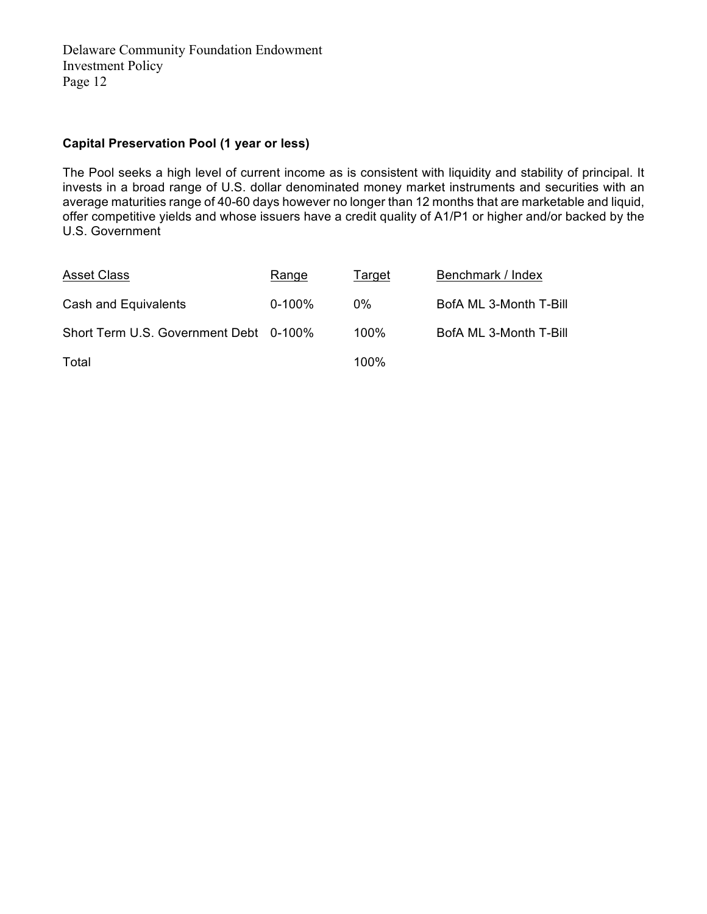**Capital Preservation Pool (1 year or less)**

The Pool seeks a high level of current income as is consistent with liquidity and stability of principal. It invests in a broad range of U.S. dollar denominated money market instruments and securities with an average maturities range of 40-60 days however no longer than 12 months that are marketable and liquid, offer competitive yields and whose issuers have a credit quality of A1/P1 or higher and/or backed by the U.S. Government

| Asset Class | Range | Target | Benchmark / Index |
|---|---|---|---|
| Cash and Equivalents | 0-100% | 0% | BofA ML 3-Month T-Bill |
| Short Term U.S. Government Debt | 0-100% | 100% | BofA ML 3-Month T-Bill |
| Total | | 100% | |